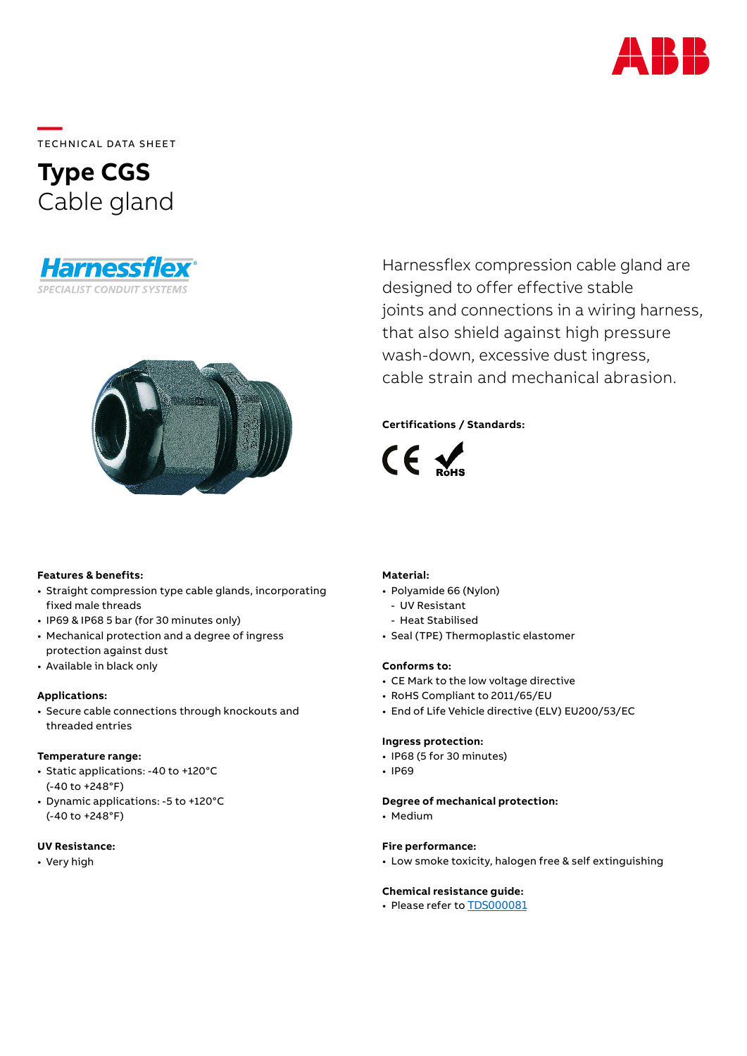TECHNICAL DATA SHEET

# Type CGS
Cable gland

Harnessflex compression cable gland are designed to offer effective stable joints and connections in a wiring harness, that also shield against high pressure wash-down, excessive dust ingress, cable strain and mechanical abrasion.

**Certifications / Standards:**

**Features & benefits:**
- Straight compression type cable glands, incorporating fixed male threads
- IP69 & IP68 5 bar (for 30 minutes only)
- Mechanical protection and a degree of ingress protection against dust
- Available in black only

**Applications:**
- Secure cable connections through knockouts and threaded entries

**Temperature range:**
- Static applications: -40 to +120°C (-40 to +248°F)
- Dynamic applications: -5 to +120°C (-40 to +248°F)

**UV Resistance:**
- Very high

**Material:**
- Polyamide 66 (Nylon)
  - UV Resistant
  - Heat Stabilised
- Seal (TPE) Thermoplastic elastomer

**Conforms to:**
- CE Mark to the low voltage directive
- RoHS Compliant to 2011/65/EU
- End of Life Vehicle directive (ELV) EU200/53/EC

**Ingress protection:**
- IP68 (5 for 30 minutes)
- IP69

**Degree of mechanical protection:**
- Medium

**Fire performance:**
- Low smoke toxicity, halogen free & self extinguishing

**Chemical resistance guide:**
- Please refer to TDS000081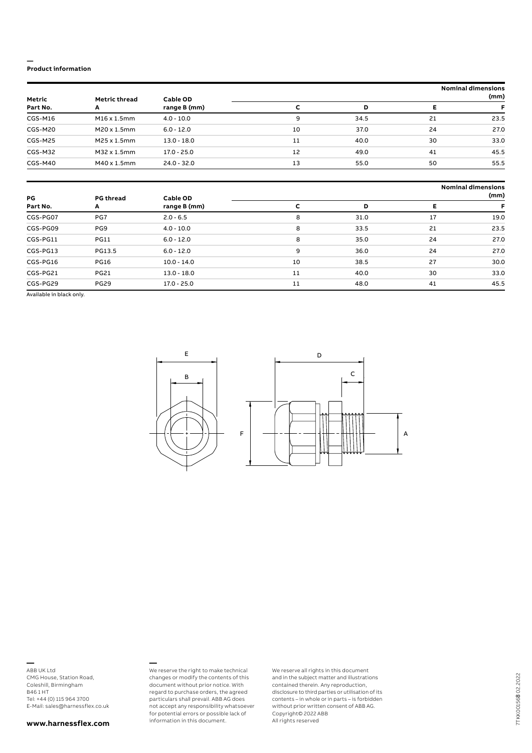**Product information**

| Metric Part No. | Metric thread A | Cable OD range B (mm) | Nominal dimensions (mm) | | | |
|---|---|---|---|---|---|---|
| | | | C | D | E | F |
| CGS-M16 | M16 x 1.5mm | 4.0 - 10.0 | 9 | 34.5 | 21 | 23.5 |
| CGS-M20 | M20 x 1.5mm | 6.0 - 12.0 | 10 | 37.0 | 24 | 27.0 |
| CGS-M25 | M25 x 1.5mm | 13.0 - 18.0 | 11 | 40.0 | 30 | 33.0 |
| CGS-M32 | M32 x 1.5mm | 17.0 - 25.0 | 12 | 49.0 | 41 | 45.5 |
| CGS-M40 | M40 x 1.5mm | 24.0 - 32.0 | 13 | 55.0 | 50 | 55.5 |

| PG Part No. | PG thread A | Cable OD range B (mm) | Nominal dimensions (mm) | | | |
|---|---|---|---|---|---|---|
| | | | C | D | E | F |
| CGS-PG07 | PG7 | 2.0 - 6.5 | 8 | 31.0 | 17 | 19.0 |
| CGS-PG09 | PG9 | 4.0 - 10.0 | 8 | 33.5 | 21 | 23.5 |
| CGS-PG11 | PG11 | 6.0 - 12.0 | 8 | 35.0 | 24 | 27.0 |
| CGS-PG13 | PG13.5 | 6.0 - 12.0 | 9 | 36.0 | 24 | 27.0 |
| CGS-PG16 | PG16 | 10.0 - 14.0 | 10 | 38.5 | 27 | 30.0 |
| CGS-PG21 | PG21 | 13.0 - 18.0 | 11 | 40.0 | 30 | 33.0 |
| CGS-PG29 | PG29 | 17.0 - 25.0 | 11 | 48.0 | 41 | 45.5 |

Available in black only.

E
B
D
C
F
A

ABB UK Ltd
CMG House, Station Road,
Coleshill, Birmingham
B46 1HT
Tel: +44 (0) 115 964 3700
E-Mail: sales@harnessflex.co.uk

**www.harnessflex.com**

We reserve the right to make technical changes or modify the contents of this document without prior notice. With regard to purchase orders, the agreed particulars shall prevail. ABB AG does not accept any responsibility whatsoever for potential errors or possible lack of information in this document.

We reserve all rights in this document and in the subject matter and illustrations contained therein. Any reproduction, disclosure to third parties or utilisation of its contents – in whole or in parts – is forbidden without prior written consent of ABB AG.
Copyright© 2022 ABB
All rights reserved

7TKK001568 02.2022